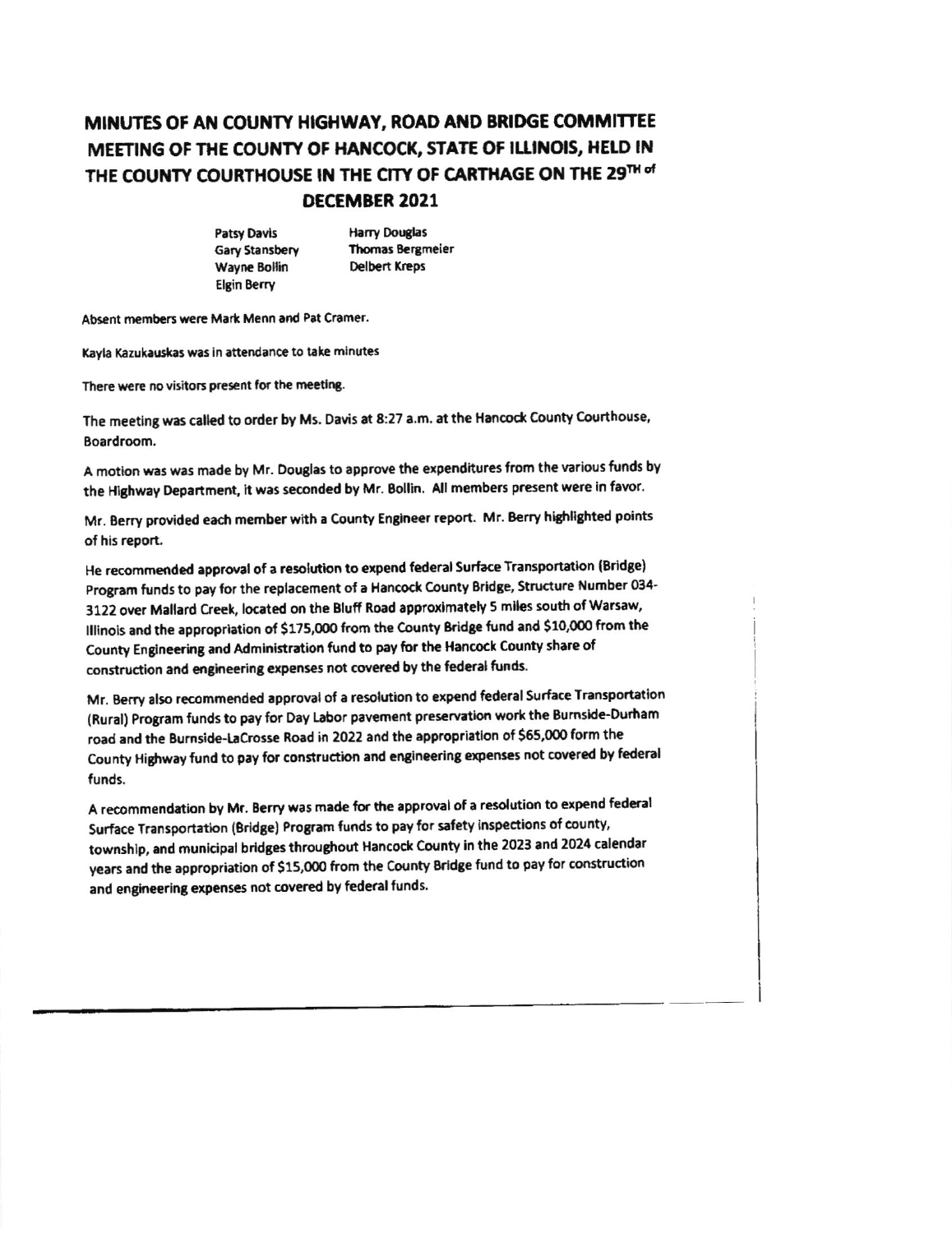# MINUTES OF AN COUNTY HIGHWAY, ROAD AND BRIDGE COMMITTEE MEETING OF THE COUNTY OF HANCOCK, STATE OF ILLINOIS, HELD IN THE COUNTY COURTHOUSE IN THE CITY OF CARTHAGE ON THE 29TH of DECEMBER 2021

Patsy Davis
Gary Stansbery
Wayne Bollin
Elgin Berry
Harry Douglas
Thomas Bergmeier
Delbert Kreps

Absent members were Mark Menn and Pat Cramer.

Kayla Kazukauskas was in attendance to take minutes

There were no visitors present for the meeting.

The meeting was called to order by Ms. Davis at 8:27 a.m. at the Hancock County Courthouse, Boardroom.

A motion was was made by Mr. Douglas to approve the expenditures from the various funds by the Highway Department, it was seconded by Mr. Bollin. All members present were in favor.

Mr. Berry provided each member with a County Engineer report. Mr. Berry highlighted points of his report.

He recommended approval of a resolution to expend federal Surface Transportation (Bridge) Program funds to pay for the replacement of a Hancock County Bridge, Structure Number 034-3122 over Mallard Creek, located on the Bluff Road approximately 5 miles south of Warsaw, Illinois and the appropriation of $175,000 from the County Bridge fund and $10,000 from the County Engineering and Administration fund to pay for the Hancock County share of construction and engineering expenses not covered by the federal funds.

Mr. Berry also recommended approval of a resolution to expend federal Surface Transportation (Rural) Program funds to pay for Day Labor pavement preservation work the Burnside-Durham road and the Burnside-LaCrosse Road in 2022 and the appropriation of $65,000 form the County Highway fund to pay for construction and engineering expenses not covered by federal funds.

A recommendation by Mr. Berry was made for the approval of a resolution to expend federal Surface Transportation (Bridge) Program funds to pay for safety inspections of county, township, and municipal bridges throughout Hancock County in the 2023 and 2024 calendar years and the appropriation of $15,000 from the County Bridge fund to pay for construction and engineering expenses not covered by federal funds.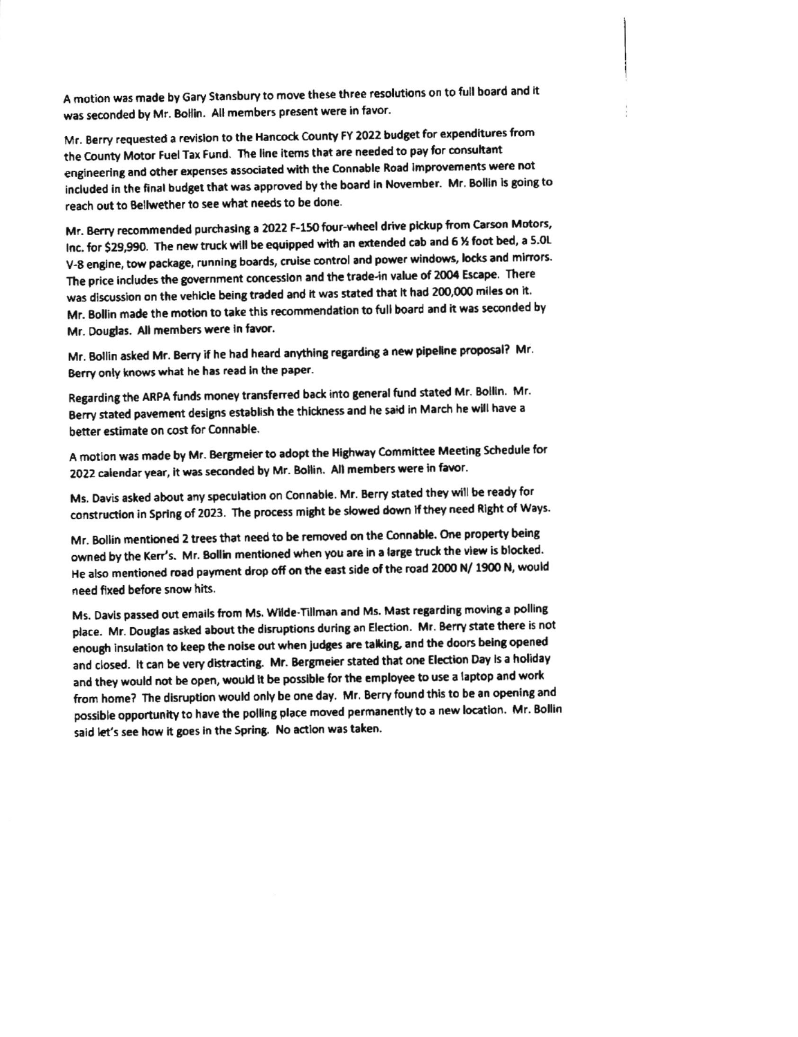A motion was made by Gary Stansbury to move these three resolutions on to full board and it was seconded by Mr. Bollin. All members present were in favor.

Mr. Berry requested a revision to the Hancock County FY 2022 budget for expenditures from the County Motor Fuel Tax Fund. The line items that are needed to pay for consultant engineering and other expenses associated with the Connable Road improvements were not included in the final budget that was approved by the board in November. Mr. Bollin is going to reach out to Bellwether to see what needs to be done.

Mr. Berry recommended purchasing a 2022 F-150 four-wheel drive pickup from Carson Motors, Inc. for $29,990. The new truck will be equipped with an extended cab and 6 ½ foot bed, a 5.0L V-8 engine, tow package, running boards, cruise control and power windows, locks and mirrors. The price includes the government concession and the trade-in value of 2004 Escape. There was discussion on the vehicle being traded and it was stated that it had 200,000 miles on it. Mr. Bollin made the motion to take this recommendation to full board and it was seconded by Mr. Douglas. All members were in favor.

Mr. Bollin asked Mr. Berry if he had heard anything regarding a new pipeline proposal? Mr. Berry only knows what he has read in the paper.

Regarding the ARPA funds money transferred back into general fund stated Mr. Bollin. Mr. Berry stated pavement designs establish the thickness and he said in March he will have a better estimate on cost for Connable.

A motion was made by Mr. Bergmeier to adopt the Highway Committee Meeting Schedule for 2022 calendar year, it was seconded by Mr. Bollin. All members were in favor.

Ms. Davis asked about any speculation on Connable. Mr. Berry stated they will be ready for construction in Spring of 2023. The process might be slowed down if they need Right of Ways.

Mr. Bollin mentioned 2 trees that need to be removed on the Connable. One property being owned by the Kerr's. Mr. Bollin mentioned when you are in a large truck the view is blocked. He also mentioned road payment drop off on the east side of the road 2000 N/ 1900 N, would need fixed before snow hits.

Ms. Davis passed out emails from Ms. Wilde-Tillman and Ms. Mast regarding moving a polling place. Mr. Douglas asked about the disruptions during an Election. Mr. Berry state there is not enough insulation to keep the noise out when judges are talking, and the doors being opened and closed. It can be very distracting. Mr. Bergmeier stated that one Election Day is a holiday and they would not be open, would it be possible for the employee to use a laptop and work from home? The disruption would only be one day. Mr. Berry found this to be an opening and possible opportunity to have the polling place moved permanently to a new location. Mr. Bollin said let's see how it goes in the Spring. No action was taken.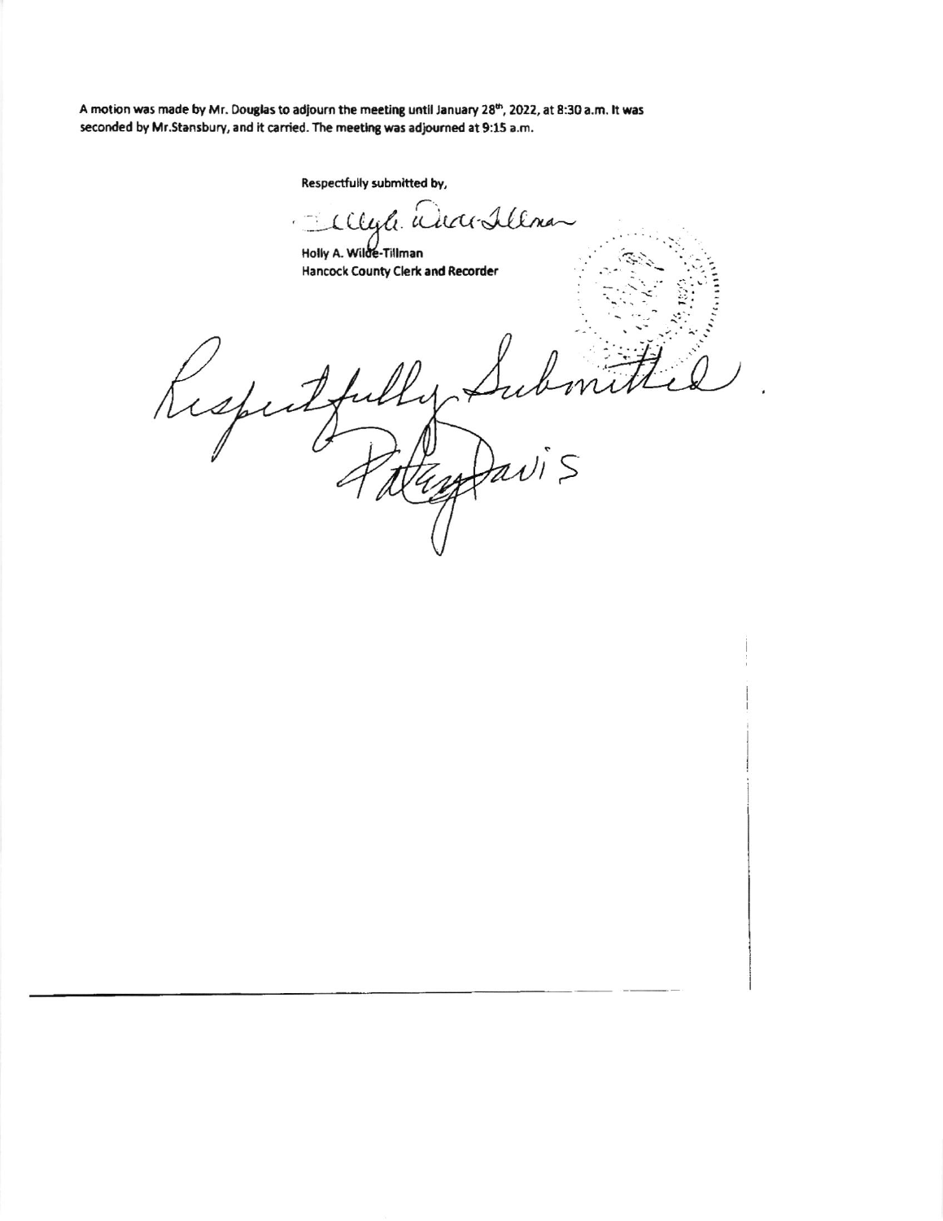A motion was made by Mr. Douglas to adjourn the meeting until January 28th, 2022, at 8:30 a.m. It was seconded by Mr.Stansbury, and it carried. The meeting was adjourned at 9:15 a.m.

Respectfully submitted by,

Holly A. Wilde-Tillman
Hancock County Clerk and Recorder

Respectfully Submitted.

Patsy Davis